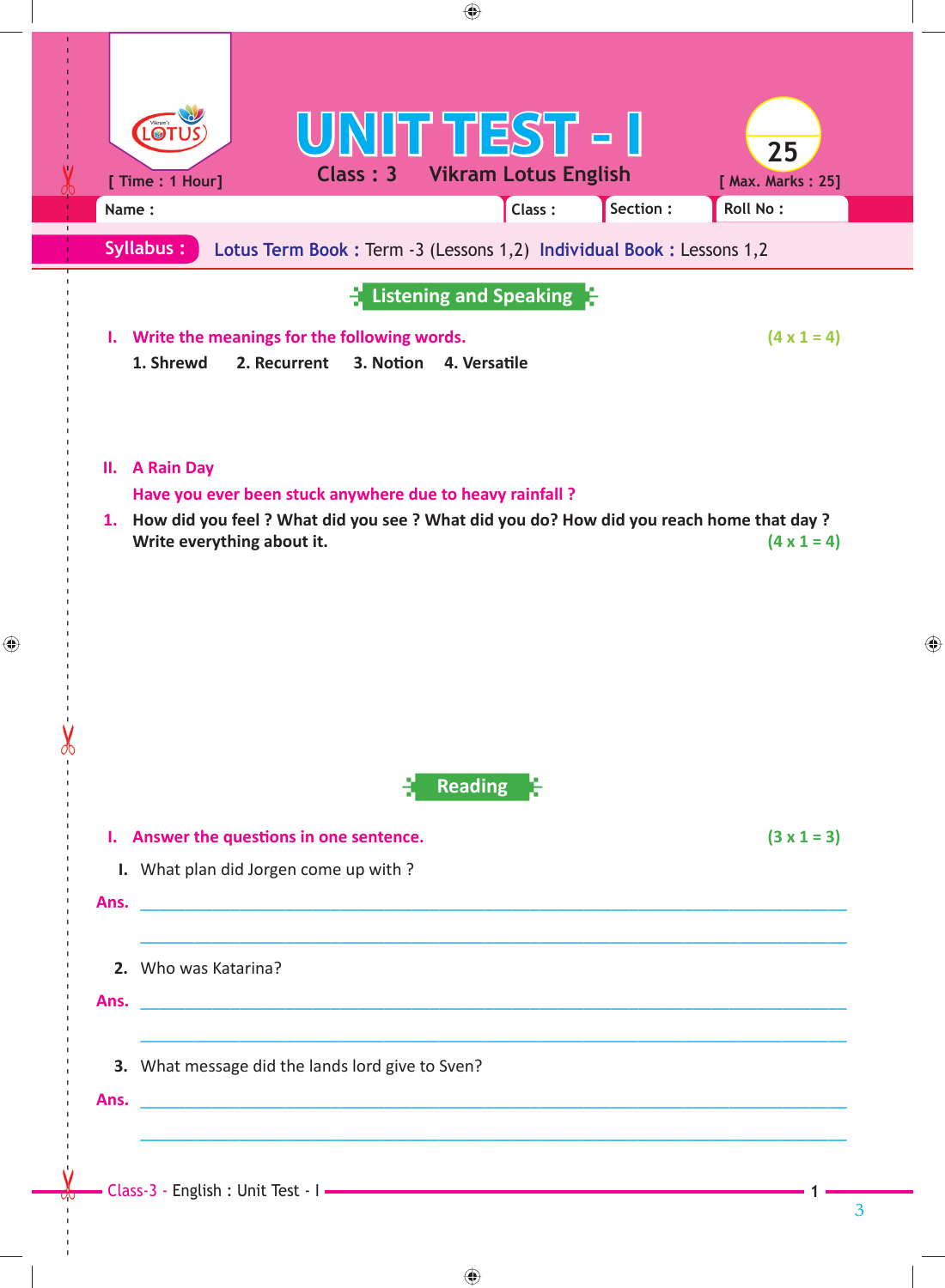# UNIT TEST - I

Class : 3 Vikram Lotus English

[ Time : 1 Hour] [ Max. Marks : 25]

Name : | Class : | Section : | Roll No :

**Syllabus :** Lotus Term Book : Term -3 (Lessons 1,2) Individual Book : Lessons 1,2

## Listening and Speaking

**I. Write the meanings for the following words.** (4 x 1 = 4)

1. Shrewd 2. Recurrent 3. Notion 4. Versatile

**II. A Rain Day**

**Have you ever been stuck anywhere due to heavy rainfall ?**

1. **How did you feel ? What did you see ? What did you do? How did you reach home that day ? Write everything about it.** (4 x 1 = 4)

## Reading

**I. Answer the questions in one sentence.** (3 x 1 = 3)

I. What plan did Jorgen come up with ?

Ans. ____________________________________________

____________________________________________

2. Who was Katarina?

Ans. ____________________________________________

____________________________________________

3. What message did the lands lord give to Sven?

Ans. ____________________________________________

____________________________________________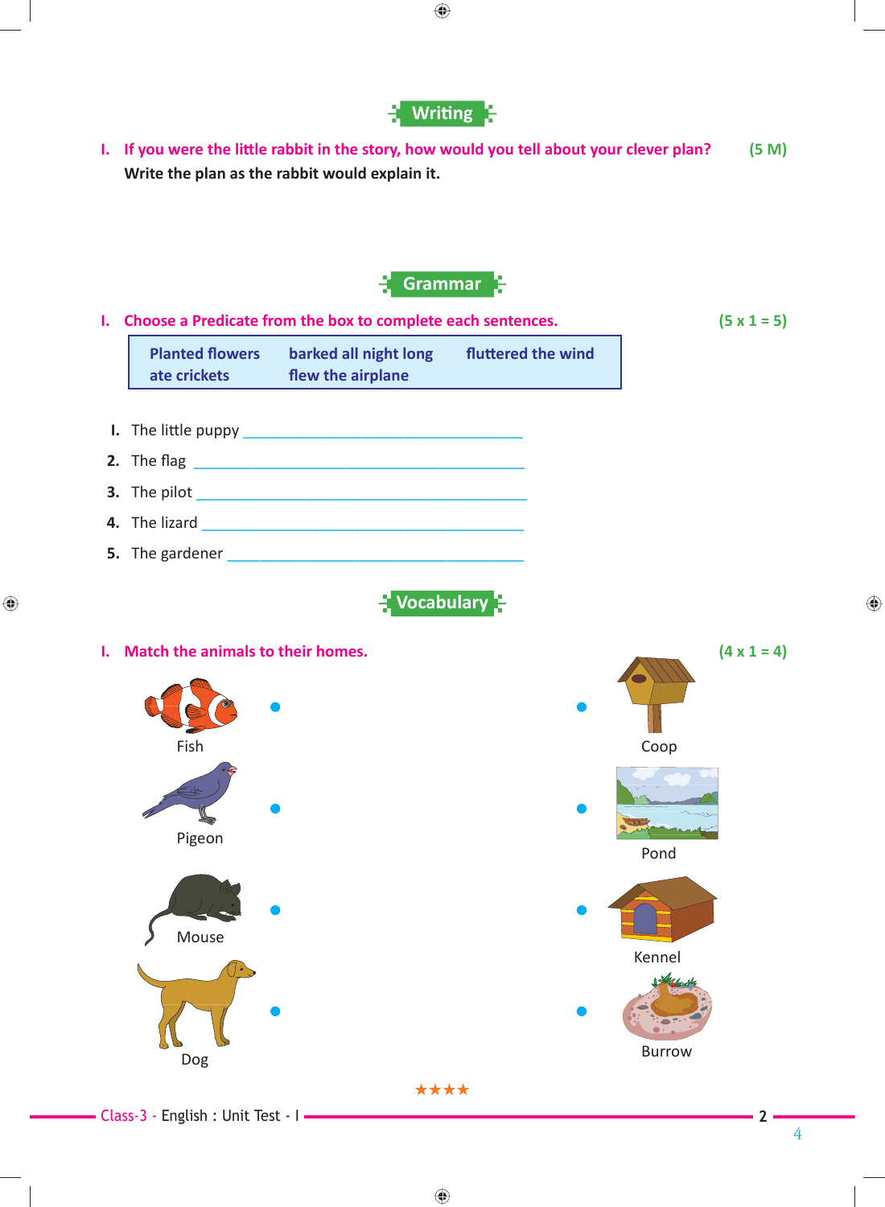## Writing

**I. If you were the little rabbit in the story, how would you tell about your clever plan?** **(5 M)**

**Write the plan as the rabbit would explain it.**

## Grammar

**I. Choose a Predicate from the box to complete each sentences.** **(5 x 1 = 5)**

| | | |
|---|---|---|
| Planted flowers | barked all night long | fluttered the wind |
| ate crickets | flew the airplane | |

1. The little puppy ________________________________
2. The flag ________________________________
3. The pilot ________________________________
4. The lizard ________________________________
5. The gardener ________________________________

## Vocabulary

**I. Match the animals to their homes.** **(4 x 1 = 4)**

| | |
|---|---|
| Fish | Coop |
| Pigeon | Pond |
| Mouse | Kennel |
| Dog | Burrow |

★★★★